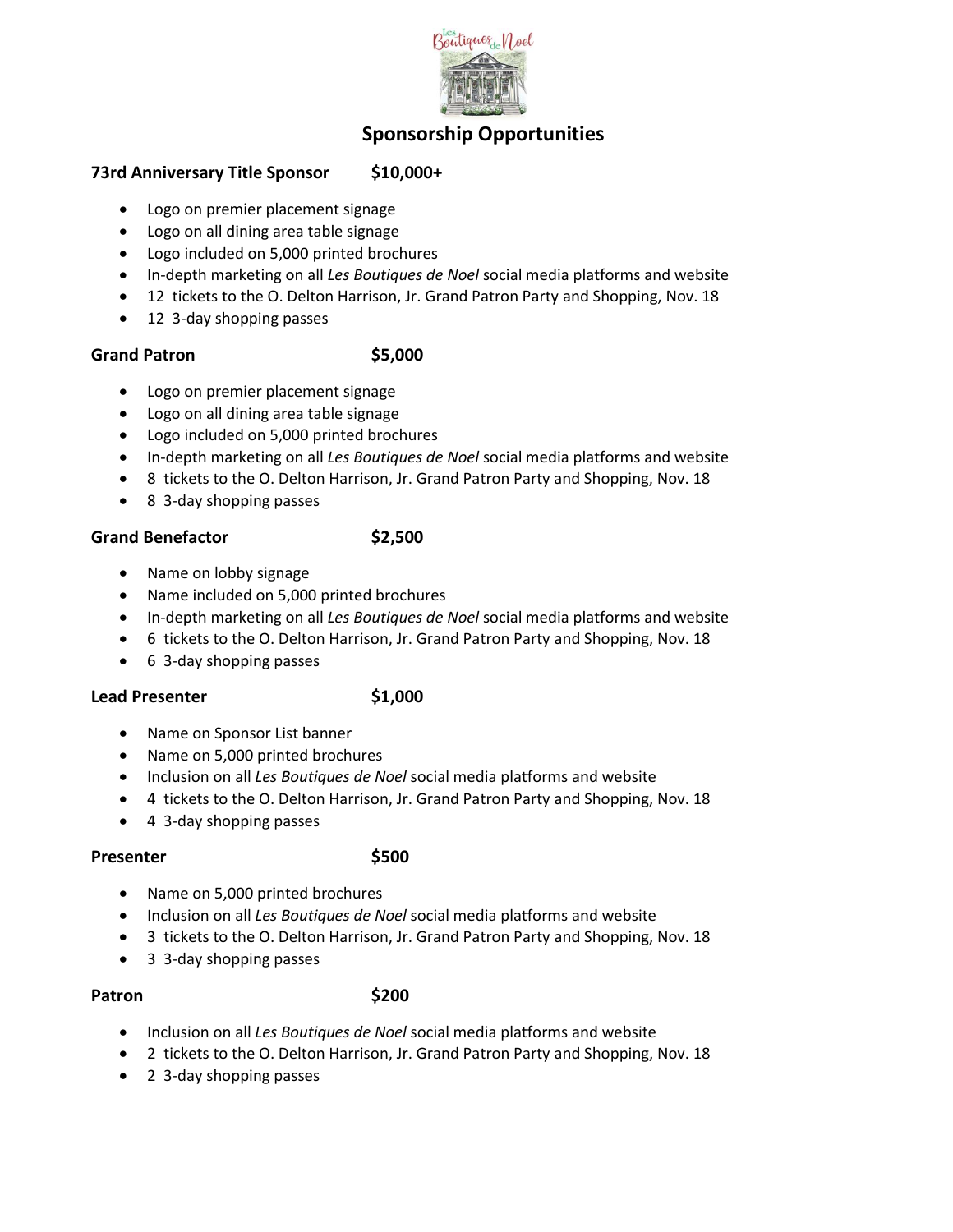# Sponsorship Opportunities

**73rd Anniversary Title Sponsor $10,000+**

- Logo on premier placement signage
- Logo on all dining area table signage
- Logo included on 5,000 printed brochures
- In-depth marketing on all *Les Boutiques de Noel* social media platforms and website
- 12 tickets to the O. Delton Harrison, Jr. Grand Patron Party and Shopping, Nov. 18
- 12 3-day shopping passes

**Grand Patron $5,000**

- Logo on premier placement signage
- Logo on all dining area table signage
- Logo included on 5,000 printed brochures
- In-depth marketing on all *Les Boutiques de Noel* social media platforms and website
- 8 tickets to the O. Delton Harrison, Jr. Grand Patron Party and Shopping, Nov. 18
- 8 3-day shopping passes

**Grand Benefactor $2,500**

- Name on lobby signage
- Name included on 5,000 printed brochures
- In-depth marketing on all *Les Boutiques de Noel* social media platforms and website
- 6 tickets to the O. Delton Harrison, Jr. Grand Patron Party and Shopping, Nov. 18
- 6 3-day shopping passes

**Lead Presenter $1,000**

- Name on Sponsor List banner
- Name on 5,000 printed brochures
- Inclusion on all *Les Boutiques de Noel* social media platforms and website
- 4 tickets to the O. Delton Harrison, Jr. Grand Patron Party and Shopping, Nov. 18
- 4 3-day shopping passes

**Presenter $500**

- Name on 5,000 printed brochures
- Inclusion on all *Les Boutiques de Noel* social media platforms and website
- 3 tickets to the O. Delton Harrison, Jr. Grand Patron Party and Shopping, Nov. 18
- 3 3-day shopping passes

**Patron $200**

- Inclusion on all *Les Boutiques de Noel* social media platforms and website
- 2 tickets to the O. Delton Harrison, Jr. Grand Patron Party and Shopping, Nov. 18
- 2 3-day shopping passes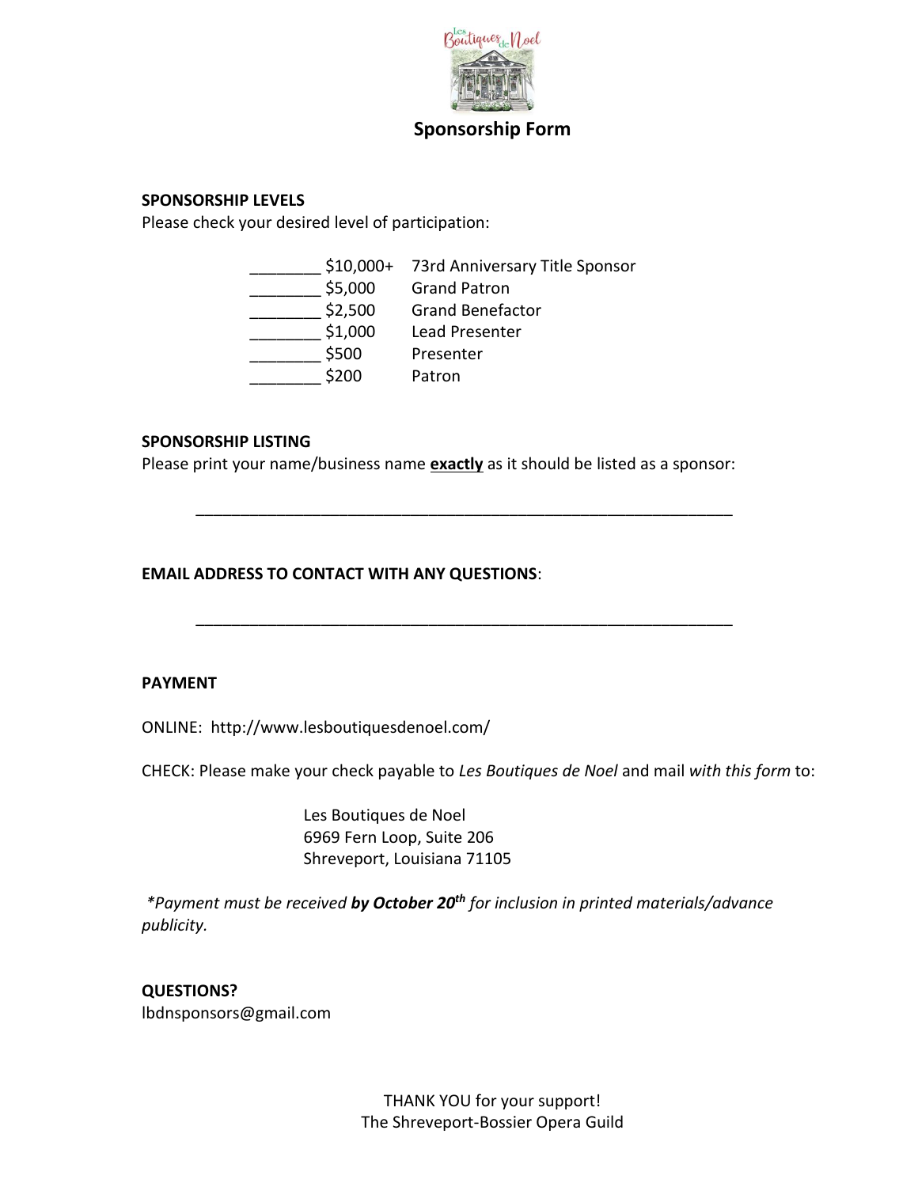# Sponsorship Form

**SPONSORSHIP LEVELS**
Please check your desired level of participation:

| | | |
|---|---|---|
| ________ | $10,000+ | 73rd Anniversary Title Sponsor |
| ________ | $5,000 | Grand Patron |
| ________ | $2,500 | Grand Benefactor |
| ________ | $1,000 | Lead Presenter |
| ________ | $500 | Presenter |
| ________ | $200 | Patron |

**SPONSORSHIP LISTING**
Please print your name/business name **exactly** as it should be listed as a sponsor:

_____________________________________________________________

**EMAIL ADDRESS TO CONTACT WITH ANY QUESTIONS**:

_____________________________________________________________

**PAYMENT**

ONLINE: http://www.lesboutiquesdenoel.com/

CHECK: Please make your check payable to *Les Boutiques de Noel* and mail *with this form* to:

Les Boutiques de Noel
6969 Fern Loop, Suite 206
Shreveport, Louisiana 71105

*\*Payment must be received* ***by October 20th*** *for inclusion in printed materials/advance publicity.*

**QUESTIONS?**
lbdnsponsors@gmail.com

THANK YOU for your support!
The Shreveport-Bossier Opera Guild